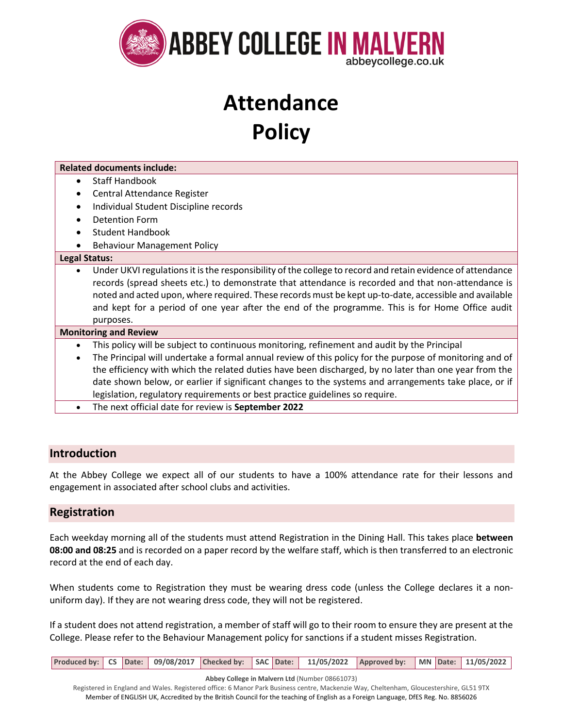# ABBEY COLLEGE IN MALVERN

abbeycollege.co.uk

# Attendance Policy

**Related documents include:**

- Staff Handbook
- Central Attendance Register
- Individual Student Discipline records
- Detention Form
- Student Handbook
- Behaviour Management Policy

**Legal Status:**

- Under UKVI regulations it is the responsibility of the college to record and retain evidence of attendance records (spread sheets etc.) to demonstrate that attendance is recorded and that non-attendance is noted and acted upon, where required. These records must be kept up-to-date, accessible and available and kept for a period of one year after the end of the programme. This is for Home Office audit purposes.

**Monitoring and Review**

- This policy will be subject to continuous monitoring, refinement and audit by the Principal
- The Principal will undertake a formal annual review of this policy for the purpose of monitoring and of the efficiency with which the related duties have been discharged, by no later than one year from the date shown below, or earlier if significant changes to the systems and arrangements take place, or if legislation, regulatory requirements or best practice guidelines so require.
- The next official date for review is **September 2022**

## Introduction

At the Abbey College we expect all of our students to have a 100% attendance rate for their lessons and engagement in associated after school clubs and activities.

## Registration

Each weekday morning all of the students must attend Registration in the Dining Hall. This takes place **between 08:00 and 08:25** and is recorded on a paper record by the welfare staff, which is then transferred to an electronic record at the end of each day.

When students come to Registration they must be wearing dress code (unless the College declares it a non-uniform day). If they are not wearing dress code, they will not be registered.

If a student does not attend registration, a member of staff will go to their room to ensure they are present at the College. Please refer to the Behaviour Management policy for sanctions if a student misses Registration.

| Produced by: | CS | Date: | 09/08/2017 | Checked by: | SAC | Date: | 11/05/2022 | Approved by: | MN | Date: | 11/05/2022 |
|---|---|---|---|---|---|---|---|---|---|---|---|

**Abbey College in Malvern Ltd** (Number 08661073)
Registered in England and Wales. Registered office: 6 Manor Park Business centre, Mackenzie Way, Cheltenham, Gloucestershire, GL51 9TX
Member of ENGLISH UK, Accredited by the British Council for the teaching of English as a Foreign Language, DfES Reg. No. 8856026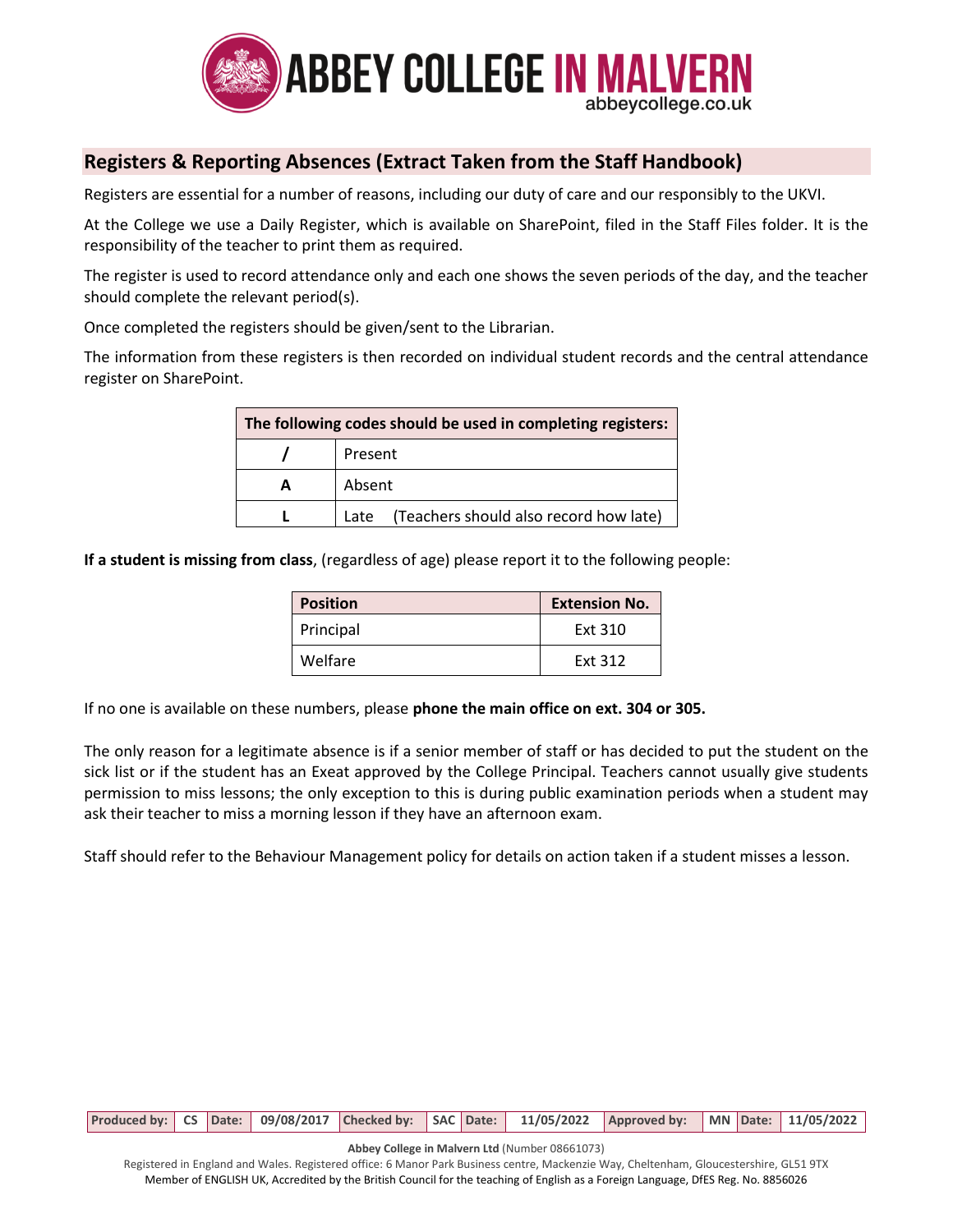## Registers & Reporting Absences (Extract Taken from the Staff Handbook)

Registers are essential for a number of reasons, including our duty of care and our responsibly to the UKVI.

At the College we use a Daily Register, which is available on SharePoint, filed in the Staff Files folder. It is the responsibility of the teacher to print them as required.

The register is used to record attendance only and each one shows the seven periods of the day, and the teacher should complete the relevant period(s).

Once completed the registers should be given/sent to the Librarian.

The information from these registers is then recorded on individual student records and the central attendance register on SharePoint.

| The following codes should be used in completing registers: | |
|---|---|
| **/** | Present |
| **A** | Absent |
| **L** | Late (Teachers should also record how late) |

**If a student is missing from class**, (regardless of age) please report it to the following people:

| Position | Extension No. |
|---|---|
| Principal | Ext 310 |
| Welfare | Ext 312 |

If no one is available on these numbers, please **phone the main office on ext. 304 or 305.**

The only reason for a legitimate absence is if a senior member of staff or has decided to put the student on the sick list or if the student has an Exeat approved by the College Principal. Teachers cannot usually give students permission to miss lessons; the only exception to this is during public examination periods when a student may ask their teacher to miss a morning lesson if they have an afternoon exam.

Staff should refer to the Behaviour Management policy for details on action taken if a student misses a lesson.

| Produced by: | CS | Date: | 09/08/2017 | Checked by: | SAC | Date: | 11/05/2022 | Approved by: | MN | Date: | 11/05/2022 |
|---|---|---|---|---|---|---|---|---|---|---|---|

**Abbey College in Malvern Ltd** (Number 08661073)

Registered in England and Wales. Registered office: 6 Manor Park Business centre, Mackenzie Way, Cheltenham, Gloucestershire, GL51 9TX

Member of ENGLISH UK, Accredited by the British Council for the teaching of English as a Foreign Language, DfES Reg. No. 8856026